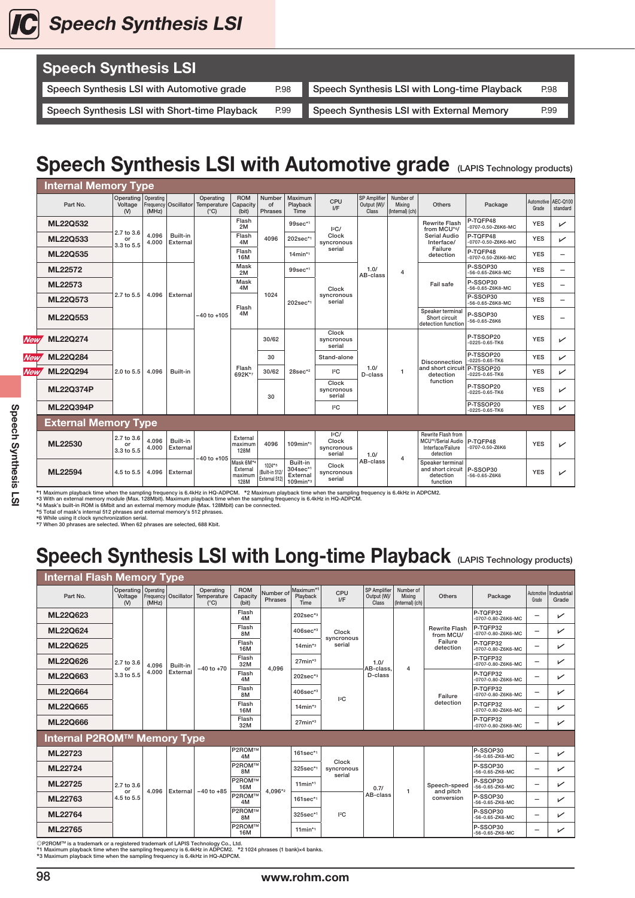# Speech Synthesis LSI

## Speech Synthesis LSI

| | | | |
|---|---|---|---|
| Speech Synthesis LSI with Automotive grade | P.98 | Speech Synthesis LSI with Long-time Playback | P.98 |
| Speech Synthesis LSI with Short-time Playback | P.99 | Speech Synthesis LSI with External Memory | P.99 |

## Speech Synthesis LSI with Automotive grade (LAPIS Technology products)

| Part No. | Operating Voltage (V) | Operating Frequency (MHz) | Oscillator | Operating Temperature (°C) | ROM Capacity (bit) | Number of Phrases | Maximum Playback Time | CPU I/F | SP Amplifier Output (W)/ Class | Number of Mixing (Internal) (ch) | Others | Package | Automotive Grade | AEC-Q100 standard |
|---|---|---|---|---|---|---|---|---|---|---|---|---|---|---|
| **Internal Memory Type** | | | | | | | | | | | | | | |
| ML22Q532 | 2.7 to 3.6 or 3.3 to 5.5 | 4.096 4.000 | Built-in External | −40 to +105 | Flash 2M | 4096 | 99sec*1 | I²C/ Clock syncronous serial | 1.0/ AB-class | 4 | Rewrite Flash from MCU*6/ Serial Audio Interface/ Failure detection | P-TQFP48 -0707-0.50-Z6K6-MC | YES | ✓ |
| ML22Q533 | | | | | Flash 4M | | 202sec*1 | | | | | P-TQFP48 -0707-0.50-Z6K6-MC | YES | ✓ |
| ML22Q535 | | | | | Flash 16M | | 14min*1 | | | | | P-TQFP48 -0707-0.50-Z6K6-MC | YES | − |
| ML22572 | 2.7 to 5.5 | 4.096 | External | | Mask 2M | 1024 | 99sec*1 | Clock syncronous serial | | | Fail safe | P-SSOP30 -56-0.65-Z6K6-MC | YES | − |
| ML22573 | | | | | Mask 4M | | 202sec*1 | | | | | P-SSOP30 -56-0.65-Z6K6-MC | YES | − |
| ML22Q573 | | | | | Flash 4M | | | | | | | P-SSOP30 -56-0.65-Z6K6-MC | YES | − |
| ML22Q553 | | | | | | | | | | | Speaker terminal Short circuit detection function | P-SSOP30 -56-0.65-Z6K6 | YES | − |
| *New* ML22Q274 | 2.0 to 5.5 | 4.096 | Built-in | | Flash 692K*7 | 30/62 | 28sec*2 | Clock syncronous serial | 1.0/ D-class | 1 | Disconnection and short circuit detection function | P-TSSOP20 -0225-0.65-TK6 | YES | ✓ |
| *New* ML22Q284 | | | | | | 30 | | Stand-alone | | | | P-TSSOP20 -0225-0.65-TK6 | YES | ✓ |
| *New* ML22Q294 | | | | | | 30/62 | | I²C | | | | P-TSSOP20 -0225-0.65-TK6 | YES | ✓ |
| ML22Q374P | | | | | | 30 | | Clock syncronous serial | | | | P-TSSOP20 -0225-0.65-TK6 | YES | ✓ |
| ML22Q394P | | | | | | | | I²C | | | | P-TSSOP20 -0225-0.65-TK6 | YES | ✓ |
| **External Memory Type** | | | | | | | | | | | | | | |
| ML22530 | 2.7 to 3.6 or 3.3 to 5.5 | 4.096 4.000 | Built-in External | −40 to +105 | External maximum 128M | 4096 | 109min*3 | I²C/ Clock syncronous serial | 1.0/ AB-class | 4 | Rewrite Flash from MCU*6/Serial Audio Interface/Failure detection | P-TQFP48 -0707-0.50-Z6K6 | YES | ✓ |
| ML22594 | 4.5 to 5.5 | 4.096 | External | | Mask 6M*4 External maximum 128M | 1024*5 (Built-in 512/ External 512) | Built-in 304sec*1 External 109min*3 | Clock syncronous serial | | | Speaker terminal and short circuit detection function | P-SSOP30 -56-0.65-Z6K6 | YES | ✓ |

*1 Maximum playback time when the sampling frequency is 6.4kHz in HQ-ADPCM. *2 Maximum playback time when the sampling frequency is 6.4kHz in ADPCM2.
*3 With an external memory module (Max. 128Mbit). Maximum playback time when the sampling frequency is 6.4kHz in HQ-ADPCM.
*4 Mask's built-in ROM is 6Mbit and an external memory module (Max. 128Mbit) can be connected.
*5 Total of mask's internal 512 phrases and external memory's 512 phrases.
*6 While using it clock synchronization serial.
*7 When 30 phrases are selected. When 62 phrases are selected, 688 Kbit.

## Speech Synthesis LSI with Long-time Playback (LAPIS Technology products)

| Part No. | Operating Voltage (V) | Operating Frequency (MHz) | Oscillator | Operating Temperature (°C) | ROM Capacity (bit) | Number of Phrases | Maximum*1 Playback Time | CPU I/F | SP Amplifier Output (W)/ Class | Number of Mixing (Internal) (ch) | Others | Package | Automotive Grade | Industrial Grade |
|---|---|---|---|---|---|---|---|---|---|---|---|---|---|---|
| **Internal Flash Memory Type** | | | | | | | | | | | | | | |
| ML22Q623 | 2.7 to 3.6 or 3.3 to 5.5 | 4.096 4.000 | Built-in External | −40 to +70 | Flash 4M | 4,096 | 202sec*3 | Clock syncronous serial | 1.0/ AB-class, D-class | 4 | Rewrite Flash from MCU/ Failure detection | P-TQFP32 -0707-0.80-Z6K6-MC | − | ✓ |
| ML22Q624 | | | | | Flash 8M | | 406sec*3 | | | | | P-TQFP32 -0707-0.80-Z6K6-MC | − | ✓ |
| ML22Q625 | | | | | Flash 16M | | 14min*3 | | | | | P-TQFP32 -0707-0.80-Z6K6-MC | − | ✓ |
| ML22Q626 | | | | | Flash 32M | | 27min*3 | | | | | P-TQFP32 -0707-0.80-Z6K6-MC | − | ✓ |
| ML22Q663 | | | | | Flash 4M | | 202sec*3 | I²C | | | Failure detection | P-TQFP32 -0707-0.80-Z6K6-MC | − | ✓ |
| ML22Q664 | | | | | Flash 8M | | 406sec*3 | | | | | P-TQFP32 -0707-0.80-Z6K6-MC | − | ✓ |
| ML22Q665 | | | | | Flash 16M | | 14min*3 | | | | | P-TQFP32 -0707-0.80-Z6K6-MC | − | ✓ |
| ML22Q666 | | | | | Flash 32M | | 27min*3 | | | | | P-TQFP32 -0707-0.80-Z6K6-MC | − | ✓ |
| **Internal P2ROM™ Memory Type** | | | | | | | | | | | | | | |
| ML22723 | 2.7 to 3.6 or 4.5 to 5.5 | 4.096 | External | −40 to +85 | P2ROM™ 4M | 4,096*2 | 161sec*1 | Clock syncronous serial | 0.7/ AB-class | 1 | Speech-speed and pitch conversion | P-SSOP30 -56-0.65-ZK6-MC | − | ✓ |
| ML22724 | | | | | P2ROM™ 8M | | 325sec*1 | | | | | P-SSOP30 -56-0.65-ZK6-MC | − | ✓ |
| ML22725 | | | | | P2ROM™ 16M | | 11min*1 | | | | | P-SSOP30 -56-0.65-ZK6-MC | − | ✓ |
| ML22763 | | | | | P2ROM™ 4M | | 161sec*1 | I²C | | | | P-SSOP30 -56-0.65-ZK6-MC | − | ✓ |
| ML22764 | | | | | P2ROM™ 8M | | 325sec*1 | | | | | P-SSOP30 -56-0.65-ZK6-MC | − | ✓ |
| ML22765 | | | | | P2ROM™ 16M | | 11min*1 | | | | | P-SSOP30 -56-0.65-ZK6-MC | − | ✓ |

◎P2ROM™ is a trademark or a registered trademark of LAPIS Technology Co., Ltd.
*1 Maximum playback time when the sampling frequency is 6.4kHz in ADPCM2. *2 1024 phrases (1 bank)×4 banks.
*3 Maximum playback time when the sampling frequency is 6.4kHz in HQ-ADPCM.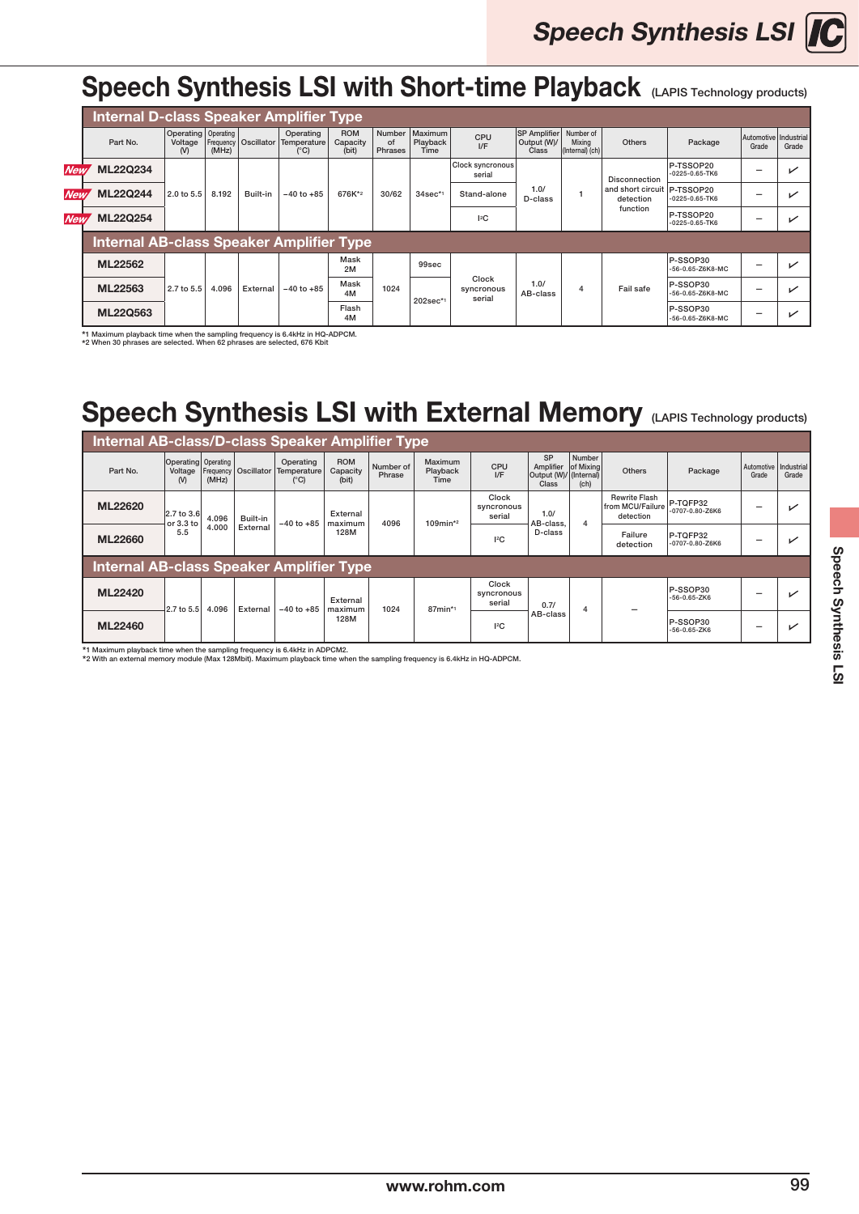# Speech Synthesis LSI with Short-time Playback (LAPIS Technology products)

| Part No. | Operating Voltage (V) | Operating Frequency (MHz) | Oscillator | Operating Temperature (°C) | ROM Capacity (bit) | Number of Phrases | Maximum Playback Time | CPU I/F | SP Amplifier Output (W)/ Class | Number of Mixing (Internal) (ch) | Others | Package | Automotive Grade | Industrial Grade |
|---|---|---|---|---|---|---|---|---|---|---|---|---|---|---|
| **Internal D-class Speaker Amplifier Type** | | | | | | | | | | | | | | |
| New ML22Q234 | 2.0 to 5.5 | 8.192 | Built-in | −40 to +85 | 676K*2 | 30/62 | 34sec*1 | Clock syncronous serial | 1.0/ D-class | 1 | Disconnection and short circuit detection function | P-TSSOP20 -0225-0.65-TK6 | – | ✓ |
| New ML22Q244 | | | | | | | | Stand-alone | | | | P-TSSOP20 -0225-0.65-TK6 | – | ✓ |
| New ML22Q254 | | | | | | | | I²C | | | | P-TSSOP20 -0225-0.65-TK6 | – | ✓ |
| **Internal AB-class Speaker Amplifier Type** | | | | | | | | | | | | | | |
| ML22562 | 2.7 to 5.5 | 4.096 | External | −40 to +85 | Mask 2M | 1024 | 99sec | Clock syncronous serial | 1.0/ AB-class | 4 | Fail safe | P-SSOP30 -56-0.65-Z6K8-MC | – | ✓ |
| ML22563 | | | | | Mask 4M | | 202sec*1 | | | | | P-SSOP30 -56-0.65-Z6K8-MC | – | ✓ |
| ML22Q563 | | | | | Flash 4M | | | | | | | P-SSOP30 -56-0.65-Z6K8-MC | – | ✓ |

*1 Maximum playback time when the sampling frequency is 6.4kHz in HQ-ADPCM.
*2 When 30 phrases are selected. When 62 phrases are selected, 676 Kbit

# Speech Synthesis LSI with External Memory (LAPIS Technology products)

| Part No. | Operating Voltage (V) | Operating Frequency (MHz) | Oscillator | Operating Temperature (°C) | ROM Capacity (bit) | Number of Phrase | Maximum Playback Time | CPU I/F | SP Amplifier Output (W)/ Class | Number of Mixing (Internal) (ch) | Others | Package | Automotive Grade | Industrial Grade |
|---|---|---|---|---|---|---|---|---|---|---|---|---|---|---|
| **Internal AB-class/D-class Speaker Amplifier Type** | | | | | | | | | | | | | | |
| ML22620 | 2.7 to 3.6 or 3.3 to 5.5 | 4.096 4.000 | Built-in External | −40 to +85 | External maximum 128M | 4096 | 109min*2 | Clock syncronous serial | 1.0/ AB-class, D-class | 4 | Rewrite Flash from MCU/Failure detection | P-TQFP32 -0707-0.80-Z6K6 | – | ✓ |
| ML22660 | | | | | | | | I²C | | | Failure detection | P-TQFP32 -0707-0.80-Z6K6 | – | ✓ |
| **Internal AB-class Speaker Amplifier Type** | | | | | | | | | | | | | | |
| ML22420 | 2.7 to 5.5 | 4.096 | External | −40 to +85 | External maximum 128M | 1024 | 87min*1 | Clock syncronous serial | 0.7/ AB-class | 4 | – | P-SSOP30 -56-0.65-ZK6 | – | ✓ |
| ML22460 | | | | | | | | I²C | | | | P-SSOP30 -56-0.65-ZK6 | – | ✓ |

*1 Maximum playback time when the sampling frequency is 6.4kHz in ADPCM2.
*2 With an external memory module (Max 128Mbit). Maximum playback time when the sampling frequency is 6.4kHz in HQ-ADPCM.

www.rohm.com